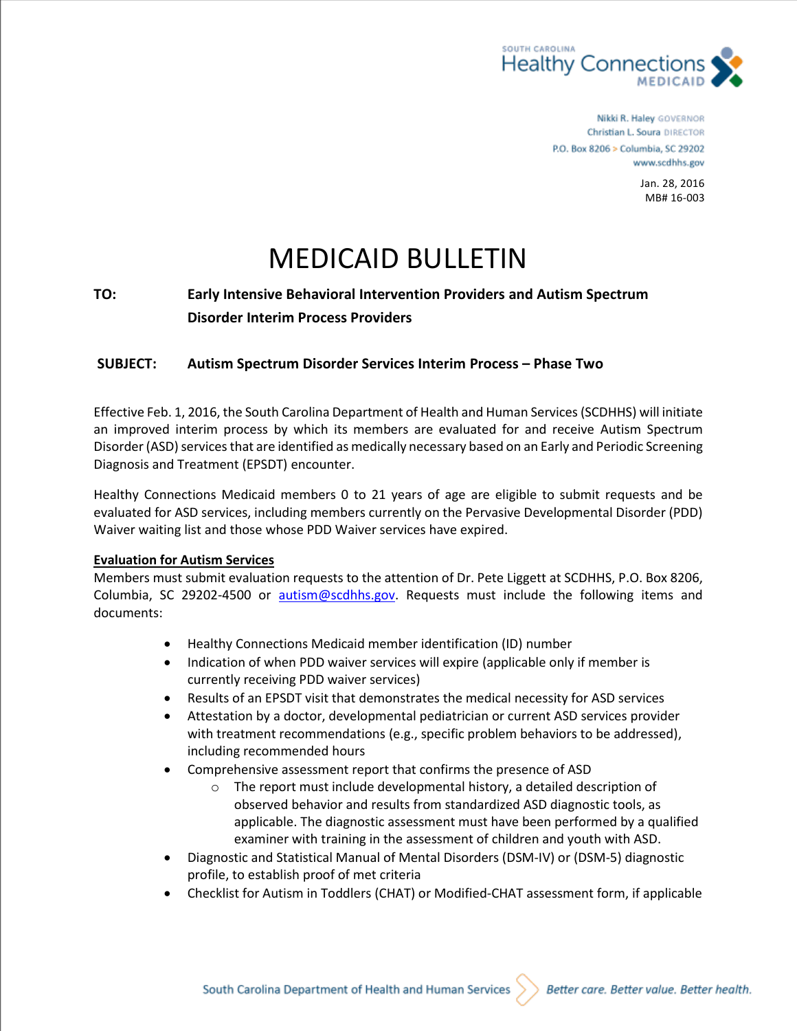SOUTH CAROLINA
Healthy Connections
MEDICAID

Nikki R. Haley GOVERNOR
Christian L. Soura DIRECTOR
P.O. Box 8206 > Columbia, SC 29202
www.scdhhs.gov

Jan. 28, 2016
MB# 16-003

# MEDICAID BULLETIN

**TO:** **Early Intensive Behavioral Intervention Providers and Autism Spectrum Disorder Interim Process Providers**

**SUBJECT:** **Autism Spectrum Disorder Services Interim Process – Phase Two**

Effective Feb. 1, 2016, the South Carolina Department of Health and Human Services (SCDHHS) will initiate an improved interim process by which its members are evaluated for and receive Autism Spectrum Disorder (ASD) services that are identified as medically necessary based on an Early and Periodic Screening Diagnosis and Treatment (EPSDT) encounter.

Healthy Connections Medicaid members 0 to 21 years of age are eligible to submit requests and be evaluated for ASD services, including members currently on the Pervasive Developmental Disorder (PDD) Waiver waiting list and those whose PDD Waiver services have expired.

**Evaluation for Autism Services**

Members must submit evaluation requests to the attention of Dr. Pete Liggett at SCDHHS, P.O. Box 8206, Columbia, SC 29202-4500 or autism@scdhhs.gov. Requests must include the following items and documents:

- Healthy Connections Medicaid member identification (ID) number
- Indication of when PDD waiver services will expire (applicable only if member is currently receiving PDD waiver services)
- Results of an EPSDT visit that demonstrates the medical necessity for ASD services
- Attestation by a doctor, developmental pediatrician or current ASD services provider with treatment recommendations (e.g., specific problem behaviors to be addressed), including recommended hours
- Comprehensive assessment report that confirms the presence of ASD
  - The report must include developmental history, a detailed description of observed behavior and results from standardized ASD diagnostic tools, as applicable. The diagnostic assessment must have been performed by a qualified examiner with training in the assessment of children and youth with ASD.
- Diagnostic and Statistical Manual of Mental Disorders (DSM-IV) or (DSM-5) diagnostic profile, to establish proof of met criteria
- Checklist for Autism in Toddlers (CHAT) or Modified-CHAT assessment form, if applicable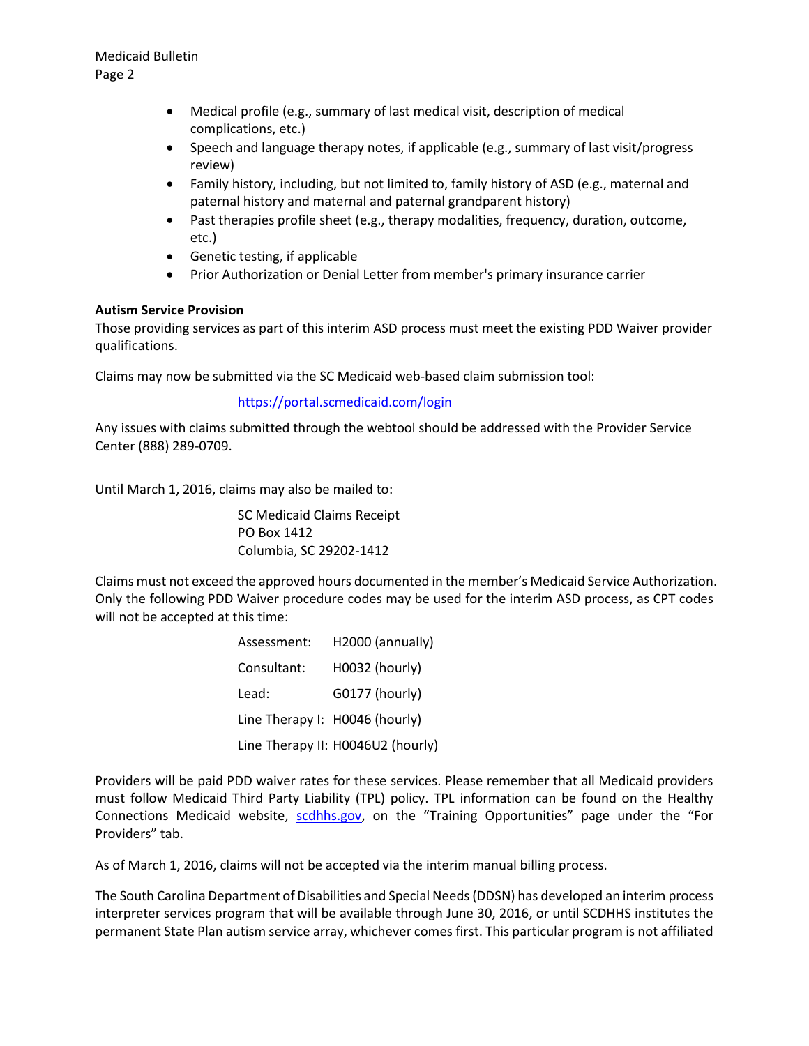- Medical profile (e.g., summary of last medical visit, description of medical complications, etc.)
- Speech and language therapy notes, if applicable (e.g., summary of last visit/progress review)
- Family history, including, but not limited to, family history of ASD (e.g., maternal and paternal history and maternal and paternal grandparent history)
- Past therapies profile sheet (e.g., therapy modalities, frequency, duration, outcome, etc.)
- Genetic testing, if applicable
- Prior Authorization or Denial Letter from member's primary insurance carrier

**Autism Service Provision**

Those providing services as part of this interim ASD process must meet the existing PDD Waiver provider qualifications.

Claims may now be submitted via the SC Medicaid web-based claim submission tool:

https://portal.scmedicaid.com/login

Any issues with claims submitted through the webtool should be addressed with the Provider Service Center (888) 289-0709.

Until March 1, 2016, claims may also be mailed to:

SC Medicaid Claims Receipt
PO Box 1412
Columbia, SC 29202-1412

Claims must not exceed the approved hours documented in the member's Medicaid Service Authorization. Only the following PDD Waiver procedure codes may be used for the interim ASD process, as CPT codes will not be accepted at this time:

| | |
|---|---|
| Assessment: | H2000 (annually) |
| Consultant: | H0032 (hourly) |
| Lead: | G0177 (hourly) |
| Line Therapy I: | H0046 (hourly) |
| Line Therapy II: | H0046U2 (hourly) |

Providers will be paid PDD waiver rates for these services. Please remember that all Medicaid providers must follow Medicaid Third Party Liability (TPL) policy. TPL information can be found on the Healthy Connections Medicaid website, scdhhs.gov, on the "Training Opportunities" page under the "For Providers" tab.

As of March 1, 2016, claims will not be accepted via the interim manual billing process.

The South Carolina Department of Disabilities and Special Needs (DDSN) has developed an interim process interpreter services program that will be available through June 30, 2016, or until SCDHHS institutes the permanent State Plan autism service array, whichever comes first. This particular program is not affiliated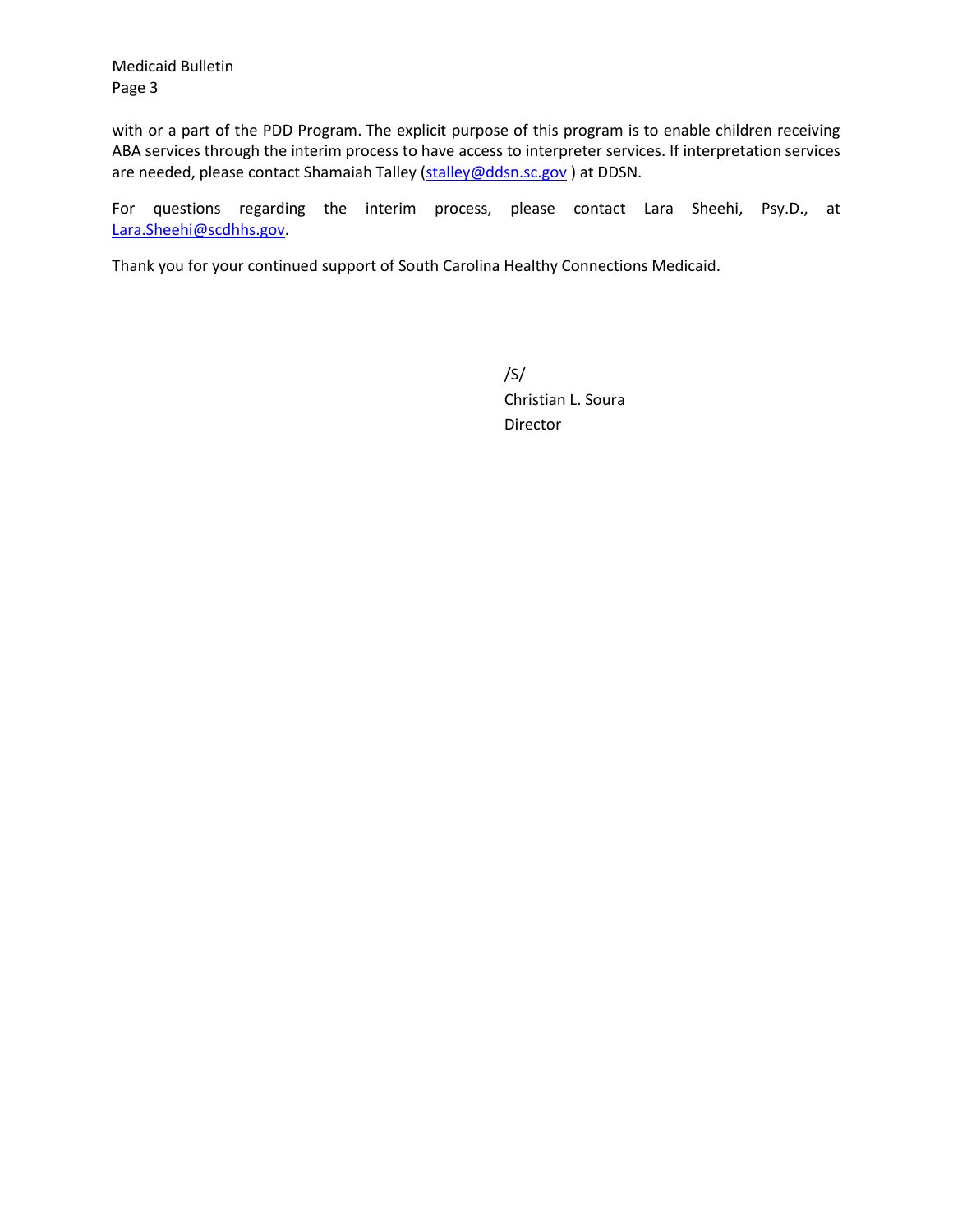with or a part of the PDD Program. The explicit purpose of this program is to enable children receiving ABA services through the interim process to have access to interpreter services. If interpretation services are needed, please contact Shamaiah Talley (stalley@ddsn.sc.gov ) at DDSN.

For questions regarding the interim process, please contact Lara Sheehi, Psy.D., at Lara.Sheehi@scdhhs.gov.

Thank you for your continued support of South Carolina Healthy Connections Medicaid.

/S/
Christian L. Soura
Director